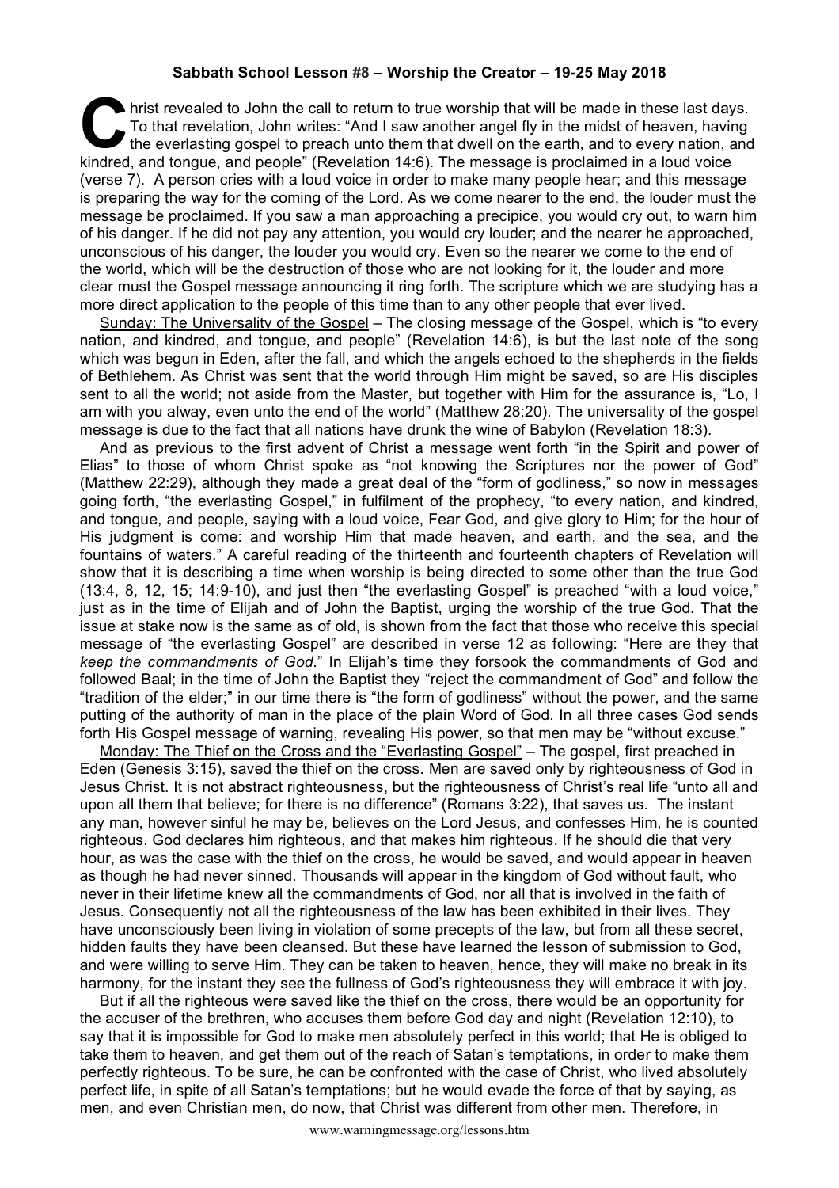**Sabbath School Lesson #8 – Worship the Creator – 19-25 May 2018**

Christ revealed to John the call to return to true worship that will be made in these last days. To that revelation, John writes: "And I saw another angel fly in the midst of heaven, having the everlasting gospel to preach unto them that dwell on the earth, and to every nation, and kindred, and tongue, and people" (Revelation 14:6). The message is proclaimed in a loud voice (verse 7). A person cries with a loud voice in order to make many people hear; and this message is preparing the way for the coming of the Lord. As we come nearer to the end, the louder must the message be proclaimed. If you saw a man approaching a precipice, you would cry out, to warn him of his danger. If he did not pay any attention, you would cry louder; and the nearer he approached, unconscious of his danger, the louder you would cry. Even so the nearer we come to the end of the world, which will be the destruction of those who are not looking for it, the louder and more clear must the Gospel message announcing it ring forth. The scripture which we are studying has a more direct application to the people of this time than to any other people that ever lived.

Sunday: The Universality of the Gospel – The closing message of the Gospel, which is "to every nation, and kindred, and tongue, and people" (Revelation 14:6), is but the last note of the song which was begun in Eden, after the fall, and which the angels echoed to the shepherds in the fields of Bethlehem. As Christ was sent that the world through Him might be saved, so are His disciples sent to all the world; not aside from the Master, but together with Him for the assurance is, "Lo, I am with you alway, even unto the end of the world" (Matthew 28:20). The universality of the gospel message is due to the fact that all nations have drunk the wine of Babylon (Revelation 18:3).

And as previous to the first advent of Christ a message went forth "in the Spirit and power of Elias" to those of whom Christ spoke as "not knowing the Scriptures nor the power of God" (Matthew 22:29), although they made a great deal of the "form of godliness," so now in messages going forth, "the everlasting Gospel," in fulfilment of the prophecy, "to every nation, and kindred, and tongue, and people, saying with a loud voice, Fear God, and give glory to Him; for the hour of His judgment is come: and worship Him that made heaven, and earth, and the sea, and the fountains of waters." A careful reading of the thirteenth and fourteenth chapters of Revelation will show that it is describing a time when worship is being directed to some other than the true God (13:4, 8, 12, 15; 14:9-10), and just then "the everlasting Gospel" is preached "with a loud voice," just as in the time of Elijah and of John the Baptist, urging the worship of the true God. That the issue at stake now is the same as of old, is shown from the fact that those who receive this special message of "the everlasting Gospel" are described in verse 12 as following: "Here are they that *keep the commandments of God*." In Elijah's time they forsook the commandments of God and followed Baal; in the time of John the Baptist they "reject the commandment of God" and follow the "tradition of the elder;" in our time there is "the form of godliness" without the power, and the same putting of the authority of man in the place of the plain Word of God. In all three cases God sends forth His Gospel message of warning, revealing His power, so that men may be "without excuse."

Monday: The Thief on the Cross and the "Everlasting Gospel" – The gospel, first preached in Eden (Genesis 3:15), saved the thief on the cross. Men are saved only by righteousness of God in Jesus Christ. It is not abstract righteousness, but the righteousness of Christ's real life "unto all and upon all them that believe; for there is no difference" (Romans 3:22), that saves us. The instant any man, however sinful he may be, believes on the Lord Jesus, and confesses Him, he is counted righteous. God declares him righteous, and that makes him righteous. If he should die that very hour, as was the case with the thief on the cross, he would be saved, and would appear in heaven as though he had never sinned. Thousands will appear in the kingdom of God without fault, who never in their lifetime knew all the commandments of God, nor all that is involved in the faith of Jesus. Consequently not all the righteousness of the law has been exhibited in their lives. They have unconsciously been living in violation of some precepts of the law, but from all these secret, hidden faults they have been cleansed. But these have learned the lesson of submission to God, and were willing to serve Him. They can be taken to heaven, hence, they will make no break in its harmony, for the instant they see the fullness of God's righteousness they will embrace it with joy.

But if all the righteous were saved like the thief on the cross, there would be an opportunity for the accuser of the brethren, who accuses them before God day and night (Revelation 12:10), to say that it is impossible for God to make men absolutely perfect in this world; that He is obliged to take them to heaven, and get them out of the reach of Satan's temptations, in order to make them perfectly righteous. To be sure, he can be confronted with the case of Christ, who lived absolutely perfect life, in spite of all Satan's temptations; but he would evade the force of that by saying, as men, and even Christian men, do now, that Christ was different from other men. Therefore, in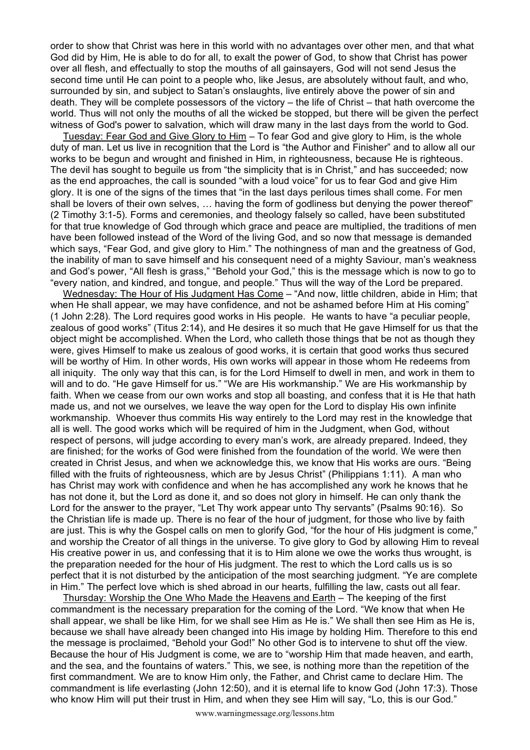order to show that Christ was here in this world with no advantages over other men, and that what God did by Him, He is able to do for all, to exalt the power of God, to show that Christ has power over all flesh, and effectually to stop the mouths of all gainsayers, God will not send Jesus the second time until He can point to a people who, like Jesus, are absolutely without fault, and who, surrounded by sin, and subject to Satan's onslaughts, live entirely above the power of sin and death. They will be complete possessors of the victory – the life of Christ – that hath overcome the world. Thus will not only the mouths of all the wicked be stopped, but there will be given the perfect witness of God's power to salvation, which will draw many in the last days from the world to God.

Tuesday: Fear God and Give Glory to Him – To fear God and give glory to Him, is the whole duty of man. Let us live in recognition that the Lord is "the Author and Finisher" and to allow all our works to be begun and wrought and finished in Him, in righteousness, because He is righteous. The devil has sought to beguile us from "the simplicity that is in Christ," and has succeeded; now as the end approaches, the call is sounded "with a loud voice" for us to fear God and give Him glory. It is one of the signs of the times that "in the last days perilous times shall come. For men shall be lovers of their own selves, … having the form of godliness but denying the power thereof" (2 Timothy 3:1-5). Forms and ceremonies, and theology falsely so called, have been substituted for that true knowledge of God through which grace and peace are multiplied, the traditions of men have been followed instead of the Word of the living God, and so now that message is demanded which says, "Fear God, and give glory to Him." The nothingness of man and the greatness of God, the inability of man to save himself and his consequent need of a mighty Saviour, man's weakness and God's power, "All flesh is grass," "Behold your God," this is the message which is now to go to "every nation, and kindred, and tongue, and people." Thus will the way of the Lord be prepared.

Wednesday: The Hour of His Judgment Has Come – "And now, little children, abide in Him; that when He shall appear, we may have confidence, and not be ashamed before Him at His coming" (1 John 2:28). The Lord requires good works in His people. He wants to have "a peculiar people, zealous of good works" (Titus 2:14), and He desires it so much that He gave Himself for us that the object might be accomplished. When the Lord, who calleth those things that be not as though they were, gives Himself to make us zealous of good works, it is certain that good works thus secured will be worthy of Him. In other words, His own works will appear in those whom He redeems from all iniquity. The only way that this can, is for the Lord Himself to dwell in men, and work in them to will and to do. "He gave Himself for us." "We are His workmanship." We are His workmanship by faith. When we cease from our own works and stop all boasting, and confess that it is He that hath made us, and not we ourselves, we leave the way open for the Lord to display His own infinite workmanship. Whoever thus commits His way entirely to the Lord may rest in the knowledge that all is well. The good works which will be required of him in the Judgment, when God, without respect of persons, will judge according to every man's work, are already prepared. Indeed, they are finished; for the works of God were finished from the foundation of the world. We were then created in Christ Jesus, and when we acknowledge this, we know that His works are ours. "Being filled with the fruits of righteousness, which are by Jesus Christ" (Philippians 1:11). A man who has Christ may work with confidence and when he has accomplished any work he knows that he has not done it, but the Lord as done it, and so does not glory in himself. He can only thank the Lord for the answer to the prayer, "Let Thy work appear unto Thy servants" (Psalms 90:16). So the Christian life is made up. There is no fear of the hour of judgment, for those who live by faith are just. This is why the Gospel calls on men to glorify God, "for the hour of His judgment is come," and worship the Creator of all things in the universe. To give glory to God by allowing Him to reveal His creative power in us, and confessing that it is to Him alone we owe the works thus wrought, is the preparation needed for the hour of His judgment. The rest to which the Lord calls us is so perfect that it is not disturbed by the anticipation of the most searching judgment. "Ye are complete in Him." The perfect love which is shed abroad in our hearts, fulfilling the law, casts out all fear.

Thursday: Worship the One Who Made the Heavens and Earth – The keeping of the first commandment is the necessary preparation for the coming of the Lord. "We know that when He shall appear, we shall be like Him, for we shall see Him as He is." We shall then see Him as He is, because we shall have already been changed into His image by holding Him. Therefore to this end the message is proclaimed, "Behold your God!" No other God is to intervene to shut off the view. Because the hour of His Judgment is come, we are to "worship Him that made heaven, and earth, and the sea, and the fountains of waters." This, we see, is nothing more than the repetition of the first commandment. We are to know Him only, the Father, and Christ came to declare Him. The commandment is life everlasting (John 12:50), and it is eternal life to know God (John 17:3). Those who know Him will put their trust in Him, and when they see Him will say, "Lo, this is our God."